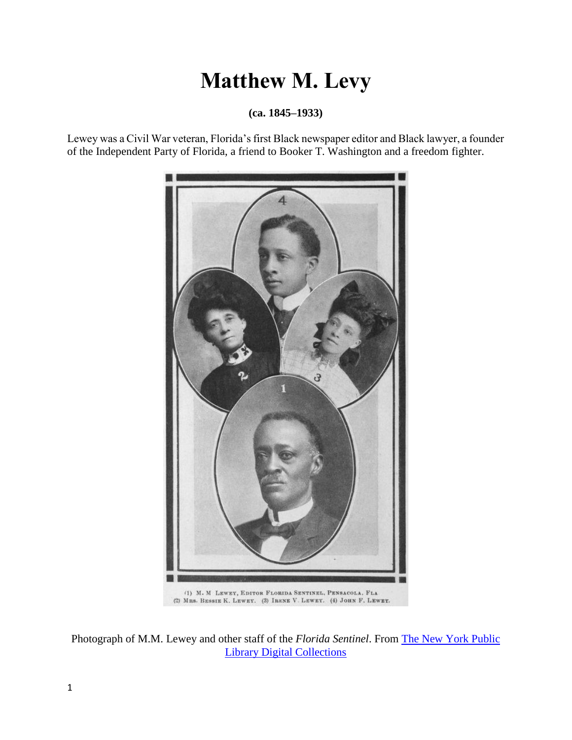# Matthew M. Levy

**(ca. 1845–1933)**

Lewey was a Civil War veteran, Florida's first Black newspaper editor and Black lawyer, a founder of the Independent Party of Florida, a friend to Booker T. Washington and a freedom fighter.

(1) M. M Lewey, Editor Florida Sentinel, Pensacola, Fla
(2) Mrs. Bessie K. Lewey. (3) Irene V. Lewey. (4) John F. Lewey.

Photograph of M.M. Lewey and other staff of the *Florida Sentinel*. From The New York Public Library Digital Collections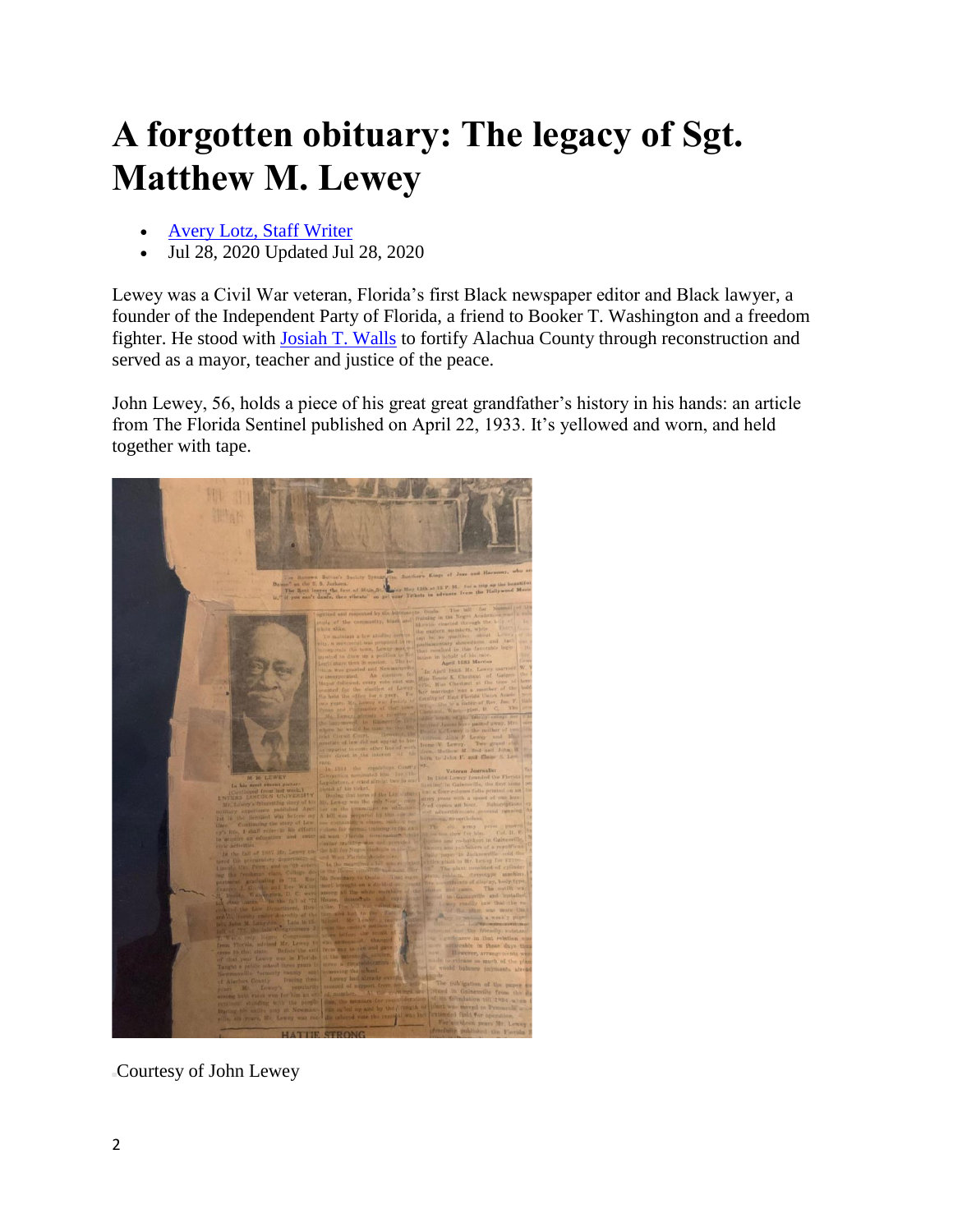# A forgotten obituary: The legacy of Sgt. Matthew M. Lewey

- Avery Lotz, Staff Writer
- Jul 28, 2020 Updated Jul 28, 2020

Lewey was a Civil War veteran, Florida's first Black newspaper editor and Black lawyer, a founder of the Independent Party of Florida, a friend to Booker T. Washington and a freedom fighter. He stood with Josiah T. Walls to fortify Alachua County through reconstruction and served as a mayor, teacher and justice of the peace.

John Lewey, 56, holds a piece of his great great grandfather's history in his hands: an article from The Florida Sentinel published on April 22, 1933. It's yellowed and worn, and held together with tape.

Courtesy of John Lewey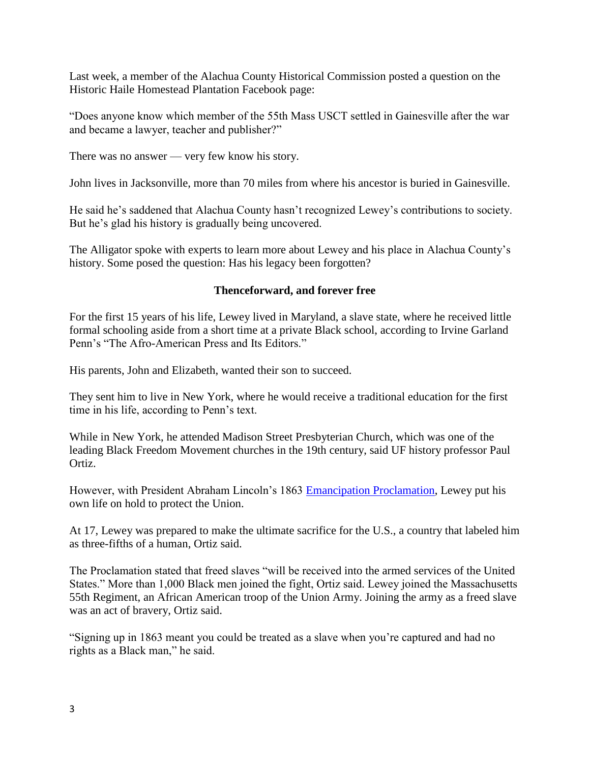Last week, a member of the Alachua County Historical Commission posted a question on the Historic Haile Homestead Plantation Facebook page:

"Does anyone know which member of the 55th Mass USCT settled in Gainesville after the war and became a lawyer, teacher and publisher?"

There was no answer — very few know his story.

John lives in Jacksonville, more than 70 miles from where his ancestor is buried in Gainesville.

He said he's saddened that Alachua County hasn't recognized Lewey's contributions to society. But he's glad his history is gradually being uncovered.

The Alligator spoke with experts to learn more about Lewey and his place in Alachua County's history. Some posed the question: Has his legacy been forgotten?

**Thenceforward, and forever free**

For the first 15 years of his life, Lewey lived in Maryland, a slave state, where he received little formal schooling aside from a short time at a private Black school, according to Irvine Garland Penn's "The Afro-American Press and Its Editors."

His parents, John and Elizabeth, wanted their son to succeed.

They sent him to live in New York, where he would receive a traditional education for the first time in his life, according to Penn's text.

While in New York, he attended Madison Street Presbyterian Church, which was one of the leading Black Freedom Movement churches in the 19th century, said UF history professor Paul Ortiz.

However, with President Abraham Lincoln's 1863 [Emancipation Proclamation](), Lewey put his own life on hold to protect the Union.

At 17, Lewey was prepared to make the ultimate sacrifice for the U.S., a country that labeled him as three-fifths of a human, Ortiz said.

The Proclamation stated that freed slaves "will be received into the armed services of the United States." More than 1,000 Black men joined the fight, Ortiz said. Lewey joined the Massachusetts 55th Regiment, an African American troop of the Union Army. Joining the army as a freed slave was an act of bravery, Ortiz said.

"Signing up in 1863 meant you could be treated as a slave when you're captured and had no rights as a Black man," he said.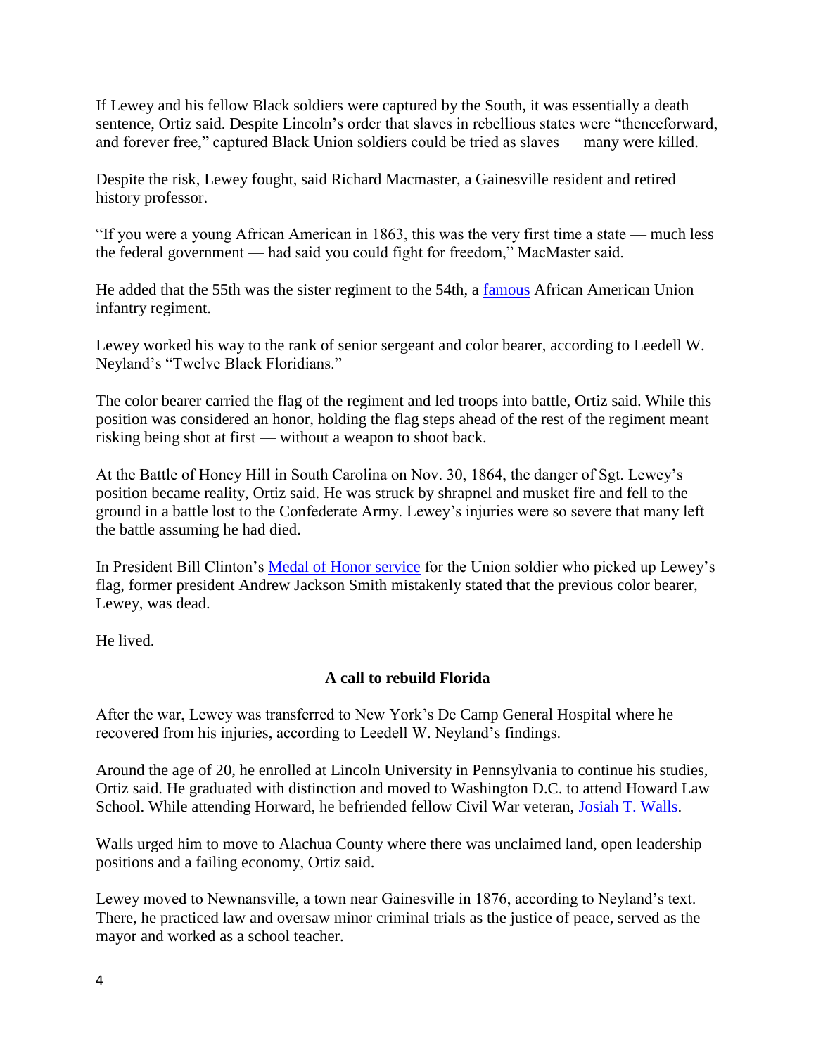If Lewey and his fellow Black soldiers were captured by the South, it was essentially a death sentence, Ortiz said. Despite Lincoln's order that slaves in rebellious states were "thenceforward, and forever free," captured Black Union soldiers could be tried as slaves — many were killed.

Despite the risk, Lewey fought, said Richard Macmaster, a Gainesville resident and retired history professor.

"If you were a young African American in 1863, this was the very first time a state — much less the federal government — had said you could fight for freedom," MacMaster said.

He added that the 55th was the sister regiment to the 54th, a famous African American Union infantry regiment.

Lewey worked his way to the rank of senior sergeant and color bearer, according to Leedell W. Neyland's "Twelve Black Floridians."

The color bearer carried the flag of the regiment and led troops into battle, Ortiz said. While this position was considered an honor, holding the flag steps ahead of the rest of the regiment meant risking being shot at first — without a weapon to shoot back.

At the Battle of Honey Hill in South Carolina on Nov. 30, 1864, the danger of Sgt. Lewey's position became reality, Ortiz said. He was struck by shrapnel and musket fire and fell to the ground in a battle lost to the Confederate Army. Lewey's injuries were so severe that many left the battle assuming he had died.

In President Bill Clinton's Medal of Honor service for the Union soldier who picked up Lewey's flag, former president Andrew Jackson Smith mistakenly stated that the previous color bearer, Lewey, was dead.

He lived.

## A call to rebuild Florida

After the war, Lewey was transferred to New York's De Camp General Hospital where he recovered from his injuries, according to Leedell W. Neyland's findings.

Around the age of 20, he enrolled at Lincoln University in Pennsylvania to continue his studies, Ortiz said. He graduated with distinction and moved to Washington D.C. to attend Howard Law School. While attending Horward, he befriended fellow Civil War veteran, Josiah T. Walls.

Walls urged him to move to Alachua County where there was unclaimed land, open leadership positions and a failing economy, Ortiz said.

Lewey moved to Newnansville, a town near Gainesville in 1876, according to Neyland's text. There, he practiced law and oversaw minor criminal trials as the justice of peace, served as the mayor and worked as a school teacher.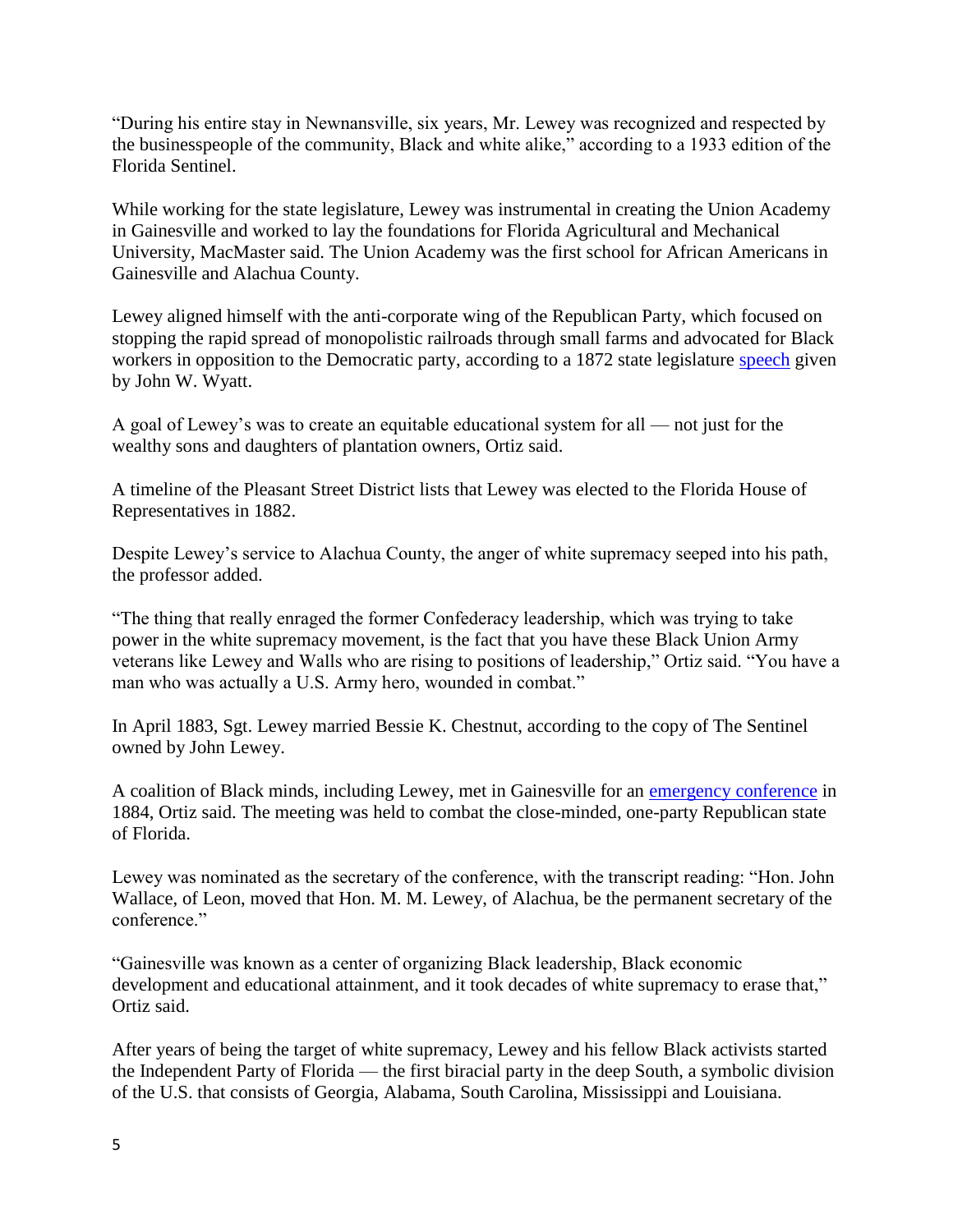"During his entire stay in Newnansville, six years, Mr. Lewey was recognized and respected by the businesspeople of the community, Black and white alike," according to a 1933 edition of the Florida Sentinel.

While working for the state legislature, Lewey was instrumental in creating the Union Academy in Gainesville and worked to lay the foundations for Florida Agricultural and Mechanical University, MacMaster said. The Union Academy was the first school for African Americans in Gainesville and Alachua County.

Lewey aligned himself with the anti-corporate wing of the Republican Party, which focused on stopping the rapid spread of monopolistic railroads through small farms and advocated for Black workers in opposition to the Democratic party, according to a 1872 state legislature speech given by John W. Wyatt.

A goal of Lewey's was to create an equitable educational system for all — not just for the wealthy sons and daughters of plantation owners, Ortiz said.

A timeline of the Pleasant Street District lists that Lewey was elected to the Florida House of Representatives in 1882.

Despite Lewey's service to Alachua County, the anger of white supremacy seeped into his path, the professor added.

"The thing that really enraged the former Confederacy leadership, which was trying to take power in the white supremacy movement, is the fact that you have these Black Union Army veterans like Lewey and Walls who are rising to positions of leadership," Ortiz said. "You have a man who was actually a U.S. Army hero, wounded in combat."

In April 1883, Sgt. Lewey married Bessie K. Chestnut, according to the copy of The Sentinel owned by John Lewey.

A coalition of Black minds, including Lewey, met in Gainesville for an emergency conference in 1884, Ortiz said. The meeting was held to combat the close-minded, one-party Republican state of Florida.

Lewey was nominated as the secretary of the conference, with the transcript reading: "Hon. John Wallace, of Leon, moved that Hon. M. M. Lewey, of Alachua, be the permanent secretary of the conference."

"Gainesville was known as a center of organizing Black leadership, Black economic development and educational attainment, and it took decades of white supremacy to erase that," Ortiz said.

After years of being the target of white supremacy, Lewey and his fellow Black activists started the Independent Party of Florida — the first biracial party in the deep South, a symbolic division of the U.S. that consists of Georgia, Alabama, South Carolina, Mississippi and Louisiana.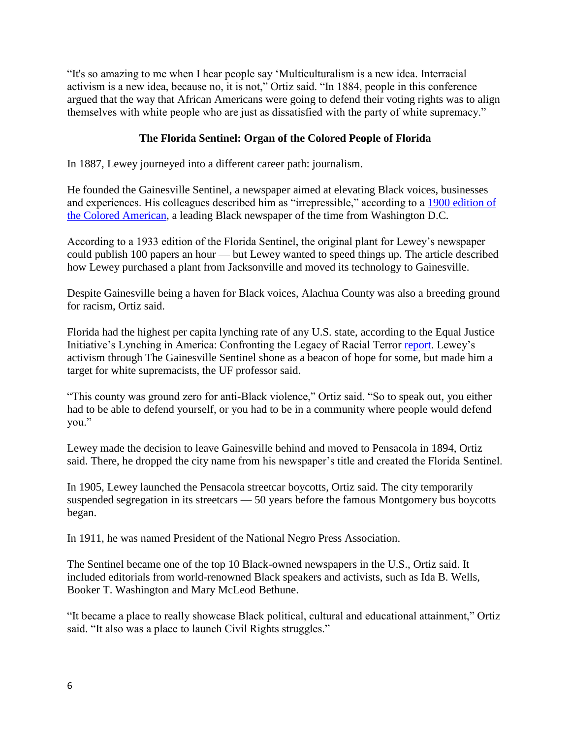"It's so amazing to me when I hear people say 'Multiculturalism is a new idea. Interracial activism is a new idea, because no, it is not," Ortiz said. "In 1884, people in this conference argued that the way that African Americans were going to defend their voting rights was to align themselves with white people who are just as dissatisfied with the party of white supremacy."

### The Florida Sentinel: Organ of the Colored People of Florida

In 1887, Lewey journeyed into a different career path: journalism.

He founded the Gainesville Sentinel, a newspaper aimed at elevating Black voices, businesses and experiences. His colleagues described him as "irrepressible," according to a [1900 edition of the Colored American](), a leading Black newspaper of the time from Washington D.C.

According to a 1933 edition of the Florida Sentinel, the original plant for Lewey's newspaper could publish 100 papers an hour — but Lewey wanted to speed things up. The article described how Lewey purchased a plant from Jacksonville and moved its technology to Gainesville.

Despite Gainesville being a haven for Black voices, Alachua County was also a breeding ground for racism, Ortiz said.

Florida had the highest per capita lynching rate of any U.S. state, according to the Equal Justice Initiative's Lynching in America: Confronting the Legacy of Racial Terror [report](). Lewey's activism through The Gainesville Sentinel shone as a beacon of hope for some, but made him a target for white supremacists, the UF professor said.

"This county was ground zero for anti-Black violence," Ortiz said. "So to speak out, you either had to be able to defend yourself, or you had to be in a community where people would defend you."

Lewey made the decision to leave Gainesville behind and moved to Pensacola in 1894, Ortiz said. There, he dropped the city name from his newspaper's title and created the Florida Sentinel.

In 1905, Lewey launched the Pensacola streetcar boycotts, Ortiz said. The city temporarily suspended segregation in its streetcars — 50 years before the famous Montgomery bus boycotts began.

In 1911, he was named President of the National Negro Press Association.

The Sentinel became one of the top 10 Black-owned newspapers in the U.S., Ortiz said. It included editorials from world-renowned Black speakers and activists, such as Ida B. Wells, Booker T. Washington and Mary McLeod Bethune.

"It became a place to really showcase Black political, cultural and educational attainment," Ortiz said. "It also was a place to launch Civil Rights struggles."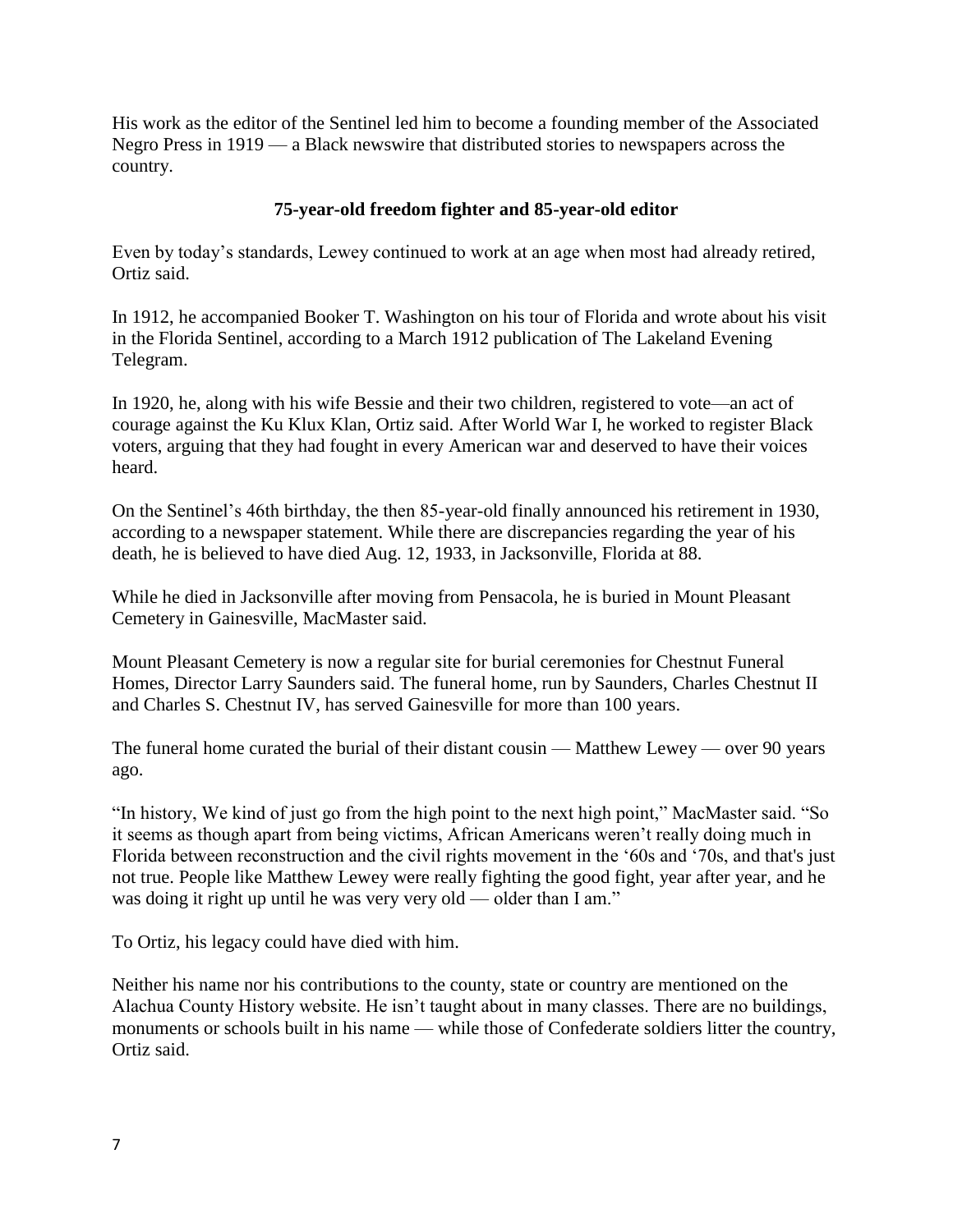His work as the editor of the Sentinel led him to become a founding member of the Associated Negro Press in 1919 — a Black newswire that distributed stories to newspapers across the country.

### 75-year-old freedom fighter and 85-year-old editor

Even by today's standards, Lewey continued to work at an age when most had already retired, Ortiz said.

In 1912, he accompanied Booker T. Washington on his tour of Florida and wrote about his visit in the Florida Sentinel, according to a March 1912 publication of The Lakeland Evening Telegram.

In 1920, he, along with his wife Bessie and their two children, registered to vote—an act of courage against the Ku Klux Klan, Ortiz said. After World War I, he worked to register Black voters, arguing that they had fought in every American war and deserved to have their voices heard.

On the Sentinel's 46th birthday, the then 85-year-old finally announced his retirement in 1930, according to a newspaper statement. While there are discrepancies regarding the year of his death, he is believed to have died Aug. 12, 1933, in Jacksonville, Florida at 88.

While he died in Jacksonville after moving from Pensacola, he is buried in Mount Pleasant Cemetery in Gainesville, MacMaster said.

Mount Pleasant Cemetery is now a regular site for burial ceremonies for Chestnut Funeral Homes, Director Larry Saunders said. The funeral home, run by Saunders, Charles Chestnut II and Charles S. Chestnut IV, has served Gainesville for more than 100 years.

The funeral home curated the burial of their distant cousin — Matthew Lewey — over 90 years ago.

"In history, We kind of just go from the high point to the next high point," MacMaster said. "So it seems as though apart from being victims, African Americans weren't really doing much in Florida between reconstruction and the civil rights movement in the '60s and '70s, and that's just not true. People like Matthew Lewey were really fighting the good fight, year after year, and he was doing it right up until he was very very old — older than I am."

To Ortiz, his legacy could have died with him.

Neither his name nor his contributions to the county, state or country are mentioned on the Alachua County History website. He isn't taught about in many classes. There are no buildings, monuments or schools built in his name — while those of Confederate soldiers litter the country, Ortiz said.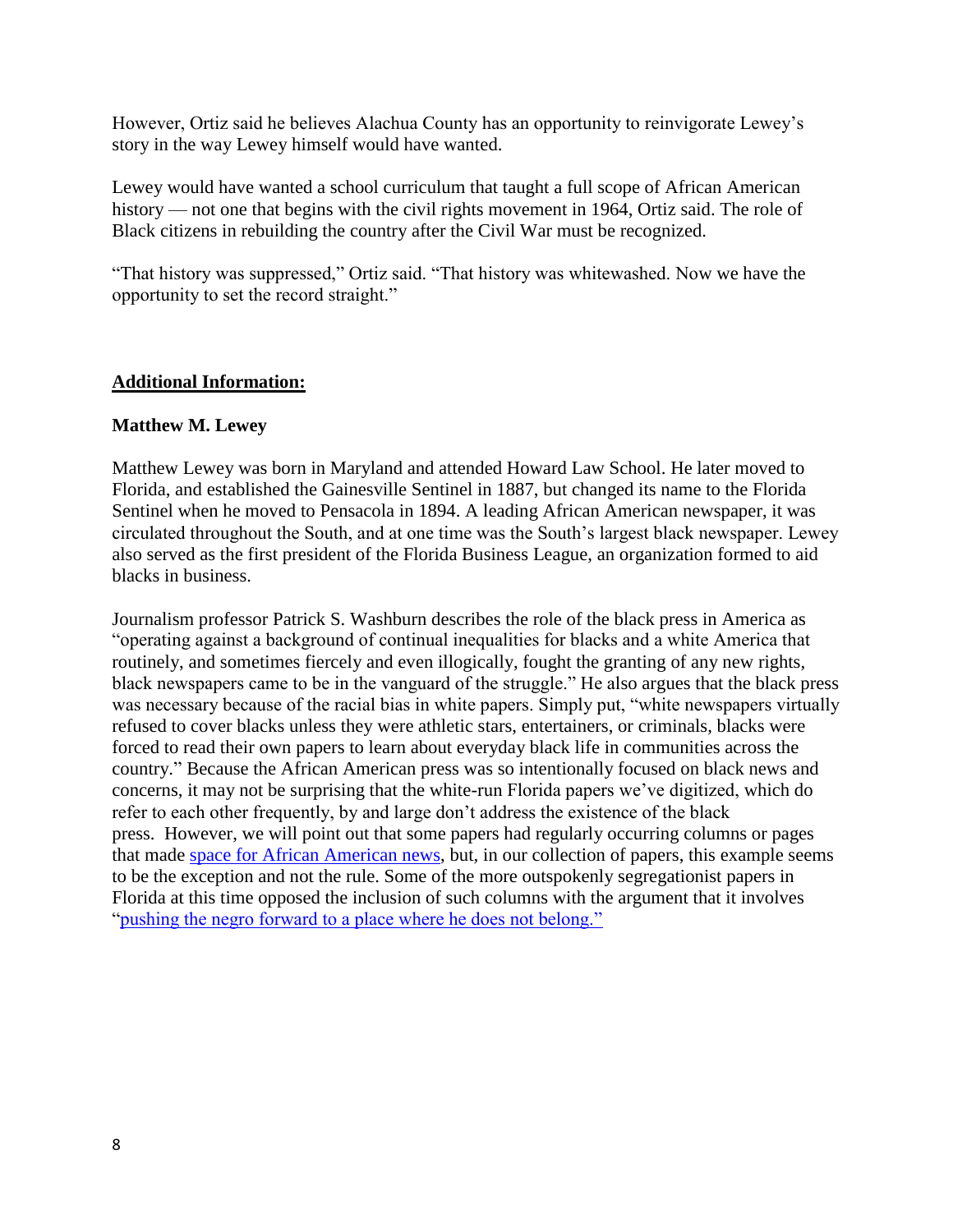However, Ortiz said he believes Alachua County has an opportunity to reinvigorate Lewey's story in the way Lewey himself would have wanted.

Lewey would have wanted a school curriculum that taught a full scope of African American history — not one that begins with the civil rights movement in 1964, Ortiz said. The role of Black citizens in rebuilding the country after the Civil War must be recognized.

"That history was suppressed," Ortiz said. "That history was whitewashed. Now we have the opportunity to set the record straight."

## Additional Information:

### Matthew M. Lewey

Matthew Lewey was born in Maryland and attended Howard Law School. He later moved to Florida, and established the Gainesville Sentinel in 1887, but changed its name to the Florida Sentinel when he moved to Pensacola in 1894. A leading African American newspaper, it was circulated throughout the South, and at one time was the South's largest black newspaper. Lewey also served as the first president of the Florida Business League, an organization formed to aid blacks in business.

Journalism professor Patrick S. Washburn describes the role of the black press in America as "operating against a background of continual inequalities for blacks and a white America that routinely, and sometimes fiercely and even illogically, fought the granting of any new rights, black newspapers came to be in the vanguard of the struggle." He also argues that the black press was necessary because of the racial bias in white papers. Simply put, "white newspapers virtually refused to cover blacks unless they were athletic stars, entertainers, or criminals, blacks were forced to read their own papers to learn about everyday black life in communities across the country." Because the African American press was so intentionally focused on black news and concerns, it may not be surprising that the white-run Florida papers we've digitized, which do refer to each other frequently, by and large don't address the existence of the black press. However, we will point out that some papers had regularly occurring columns or pages that made space for African American news, but, in our collection of papers, this example seems to be the exception and not the rule. Some of the more outspokenly segregationist papers in Florida at this time opposed the inclusion of such columns with the argument that it involves "pushing the negro forward to a place where he does not belong."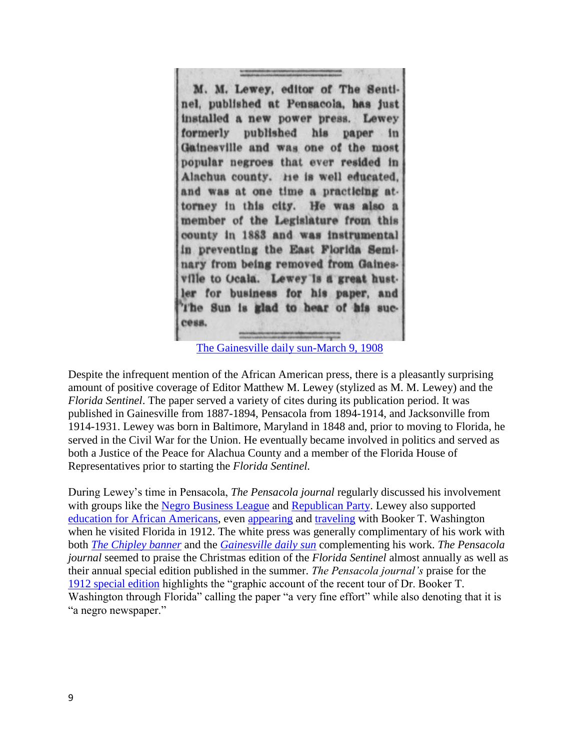M. M. Lewey, editor of The Sentinel, published at Pensacola, has just installed a new power press. Lewey formerly published his paper in Gainesville and was one of the most popular negroes that ever resided in Alachua county. He is well educated, and was at one time a practicing attorney in this city. He was also a member of the Legislature from this county in 1883 and was instrumental in preventing the East Florida Seminary from being removed from Gainesville to Ocala. Lewey is a great hustler for business for his paper, and The Sun is glad to hear of his success.

The Gainesville daily sun-March 9, 1908

Despite the infrequent mention of the African American press, there is a pleasantly surprising amount of positive coverage of Editor Matthew M. Lewey (stylized as M. M. Lewey) and the *Florida Sentinel*. The paper served a variety of cites during its publication period. It was published in Gainesville from 1887-1894, Pensacola from 1894-1914, and Jacksonville from 1914-1931. Lewey was born in Baltimore, Maryland in 1848 and, prior to moving to Florida, he served in the Civil War for the Union. He eventually became involved in politics and served as both a Justice of the Peace for Alachua County and a member of the Florida House of Representatives prior to starting the *Florida Sentinel.*

During Lewey's time in Pensacola, *The Pensacola journal* regularly discussed his involvement with groups like the Negro Business League and Republican Party. Lewey also supported education for African Americans, even appearing and traveling with Booker T. Washington when he visited Florida in 1912. The white press was generally complimentary of his work with both *The Chipley banner* and the *Gainesville daily sun* complementing his work. *The Pensacola journal* seemed to praise the Christmas edition of the *Florida Sentinel* almost annually as well as their annual special edition published in the summer. *The Pensacola journal's* praise for the 1912 special edition highlights the "graphic account of the recent tour of Dr. Booker T. Washington through Florida" calling the paper "a very fine effort" while also denoting that it is "a negro newspaper."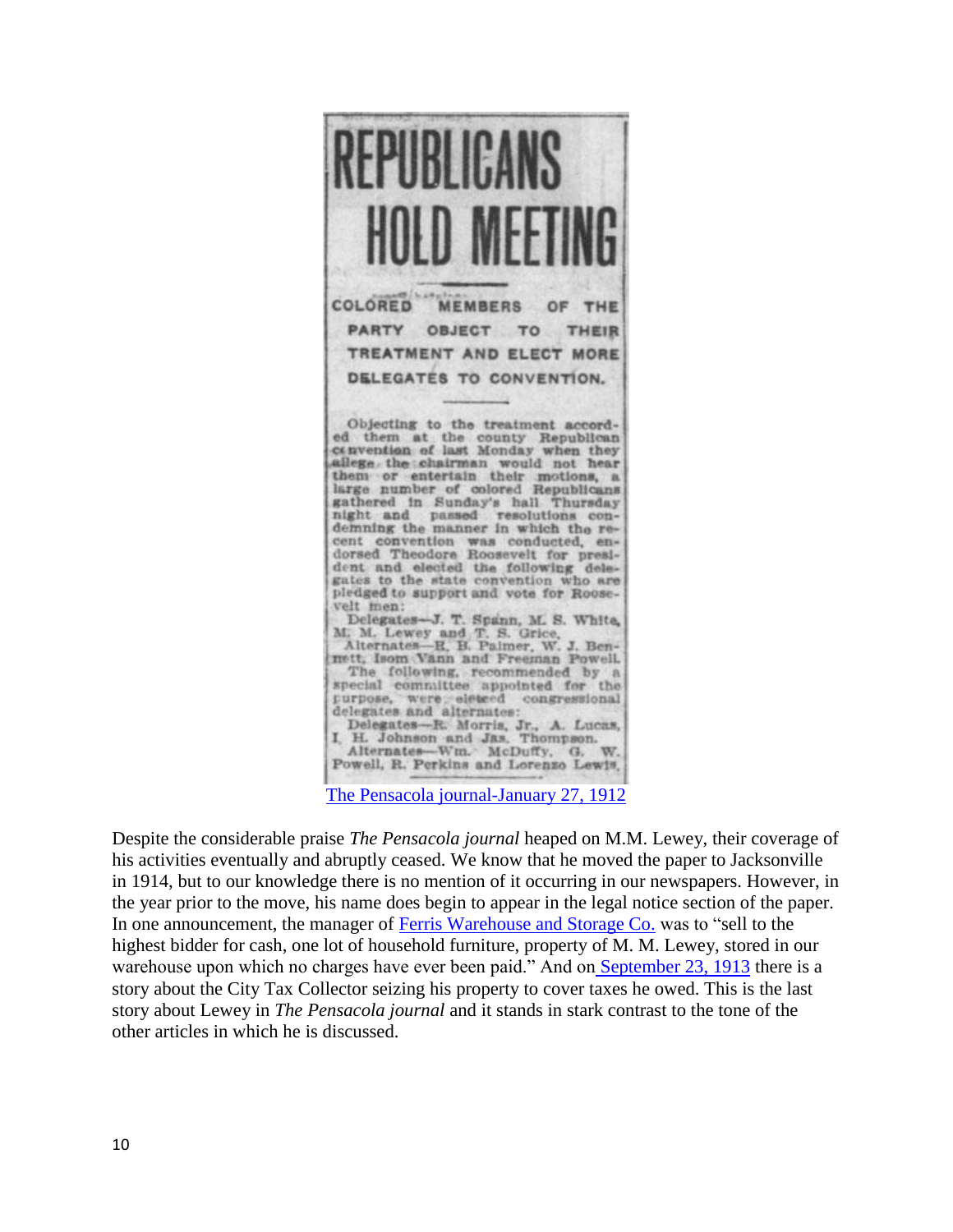# REPUBLICANS HOLD MEETING

COLORED MEMBERS OF THE PARTY OBJECT TO THEIR TREATMENT AND ELECT MORE DELEGATES TO CONVENTION.

Objecting to the treatment accorded them at the county Republican convention of last Monday when they allege the chairman would not hear them or entertain their motions, a large number of colored Republicans gathered in Sunday's hall Thursday night and passed resolutions condemning the manner in which the recent convention was conducted, endorsed Theodore Roosevelt for president and elected the following delegates to the state convention who are pledged to support and vote for Roosevelt men:

Delegates—J. T. Spann, M. S. White, M. M. Lewey and T. S. Grice.

Alternates—R. B. Palmer, W. J. Bennett, Isom Vann and Freeman Powell.

The following, recommended by a special committee appointed for the purpose, were elected congressional delegates and alternates:

Delegates—R. Morris, Jr., A. Lucas, I. H. Johnson and Jas. Thompson.

Alternates—Wm. McDuffy, G. W. Powell, R. Perkins and Lorenzo Lewis.

The Pensacola journal-January 27, 1912

Despite the considerable praise *The Pensacola journal* heaped on M.M. Lewey, their coverage of his activities eventually and abruptly ceased. We know that he moved the paper to Jacksonville in 1914, but to our knowledge there is no mention of it occurring in our newspapers. However, in the year prior to the move, his name does begin to appear in the legal notice section of the paper. In one announcement, the manager of Ferris Warehouse and Storage Co. was to "sell to the highest bidder for cash, one lot of household furniture, property of M. M. Lewey, stored in our warehouse upon which no charges have ever been paid." And on September 23, 1913 there is a story about the City Tax Collector seizing his property to cover taxes he owed. This is the last story about Lewey in *The Pensacola journal* and it stands in stark contrast to the tone of the other articles in which he is discussed.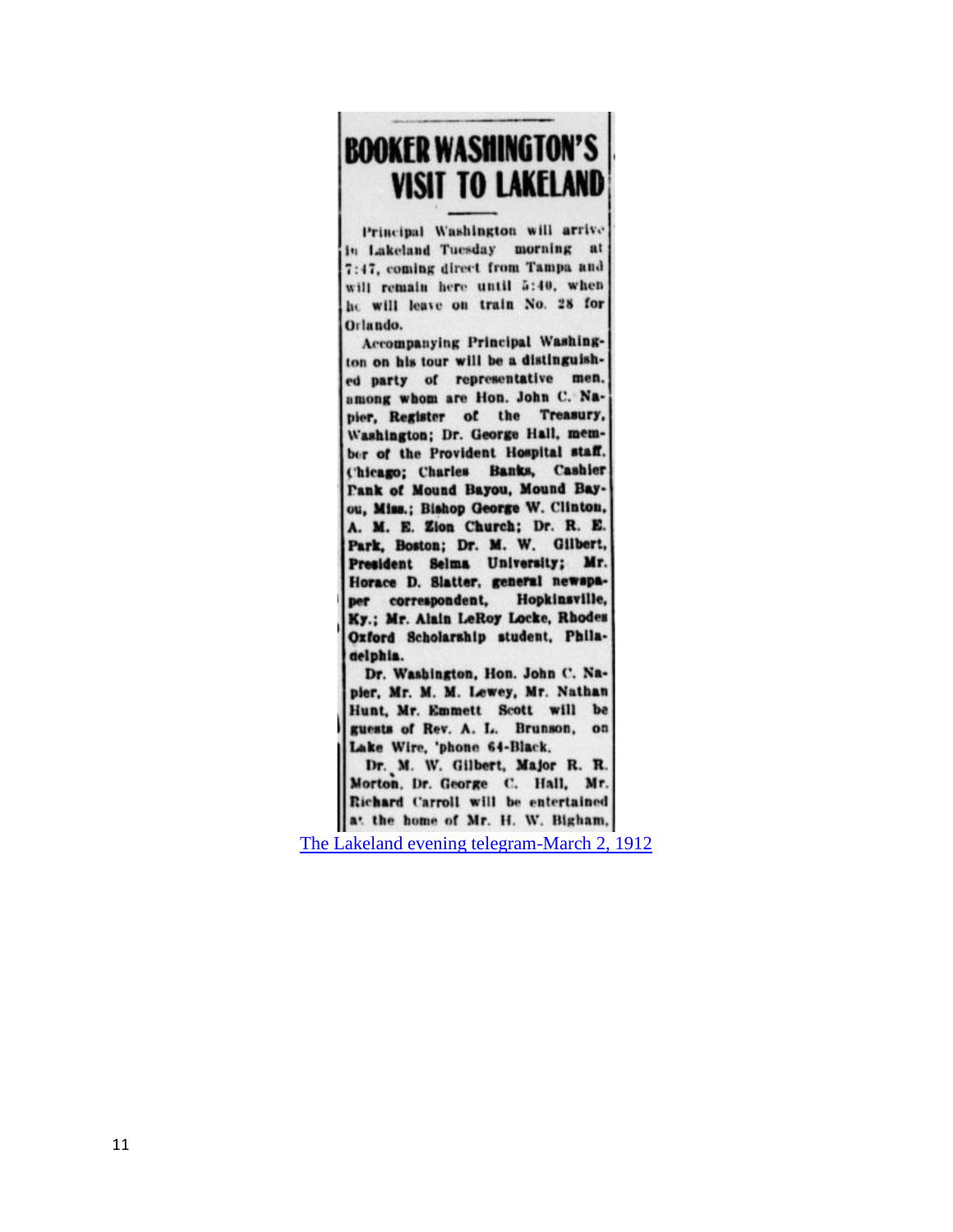# BOOKER WASHINGTON'S VISIT TO LAKELAND

Principal Washington will arrive in Lakeland Tuesday morning at 7:47, coming direct from Tampa and will remain here until 5:40, when he will leave on train No. 28 for Orlando.

Accompanying Principal Washington on his tour will be a distinguished party of representative men, among whom are Hon. John C. Napier, Register of the Treasury, Washington; Dr. George Hall, member of the Provident Hospital staff, Chicago; Charles Banks, Cashier Bank of Mound Bayou, Mound Bayou, Miss.; Bishop George W. Clinton, A. M. E. Zion Church; Dr. R. E. Park, Boston; Dr. M. W. Gilbert, President Selma University; Mr. Horace D. Slatter, general newspaper correspondent, Hopkinsville, Ky.; Mr. Alain LeRoy Locke, Rhodes Oxford Scholarship student, Philadelphia.

Dr. Washington, Hon. John C. Napier, Mr. M. M. Lewey, Mr. Nathan Hunt, Mr. Emmett Scott will be guests of Rev. A. L. Brunson, on Lake Wire, 'phone 64-Black.

Dr. M. W. Gilbert, Major R. R. Morton, Dr. George C. Hall, Mr. Richard Carroll will be entertained at the home of Mr. H. W. Bigham,

The Lakeland evening telegram-March 2, 1912